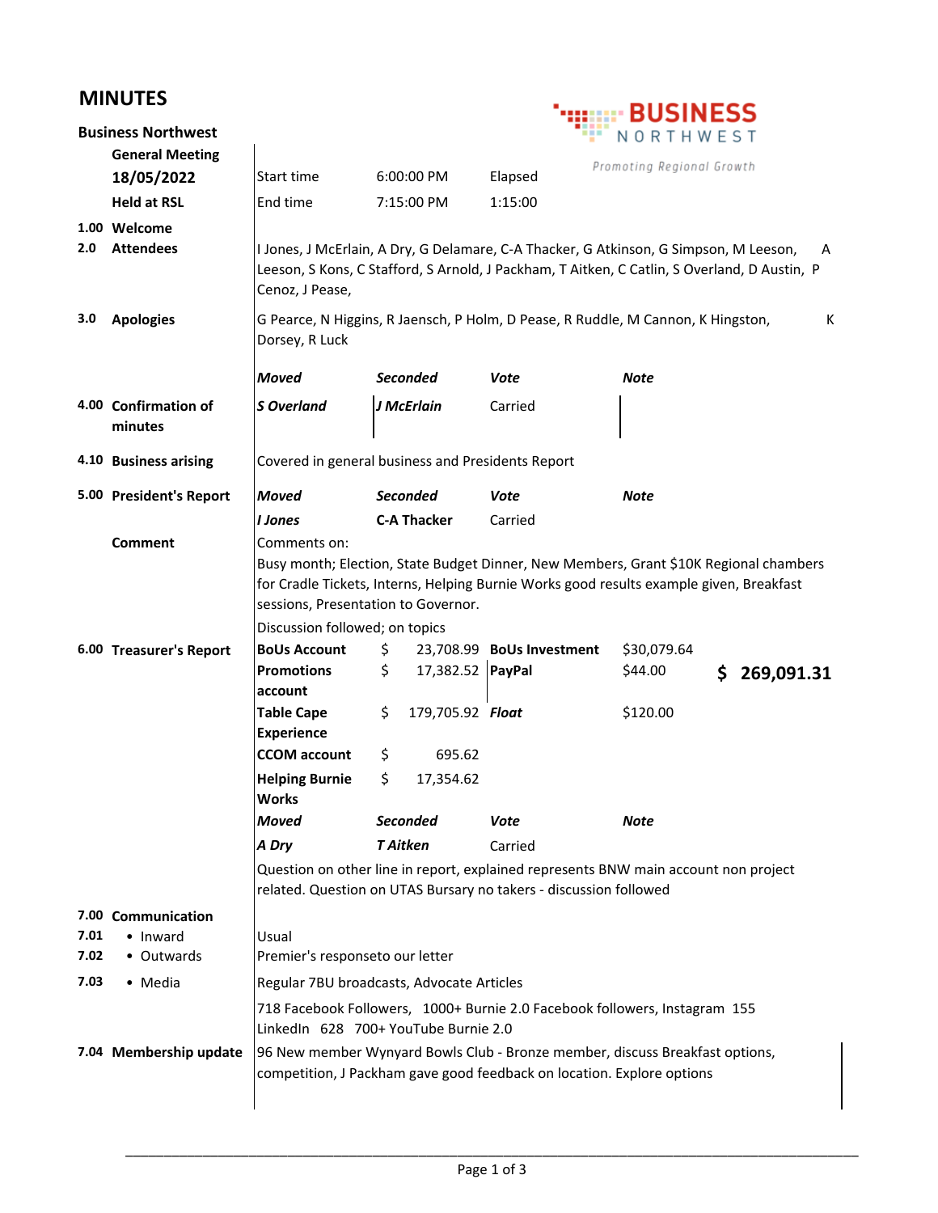# MINUTES

**BUSINESS NORTHWEST** — *Promoting Regional Growth*

**Business Northwest**

**General Meeting**

**18/05/2022**

**Held at RSL**

| | | | |
|---|---|---|---|
| Start time | 6:00:00 PM | Elapsed | |
| End time | 7:15:00 PM | 1:15:00 | |

**1.00 Welcome**

**2.0 Attendees**

I Jones, J McErlain, A Dry, G Delamare, C-A Thacker, G Atkinson, G Simpson, M Leeson, A Leeson, S Kons, C Stafford, S Arnold, J Packham, T Aitken, C Catlin, S Overland, D Austin, P Cenoz, J Pease,

**3.0 Apologies**

G Pearce, N Higgins, R Jaensch, P Holm, D Pease, R Ruddle, M Cannon, K Hingston, K Dorsey, R Luck

**4.00 Confirmation of minutes**

| *Moved* | *Seconded* | *Vote* | *Note* |
|---|---|---|---|
| *S Overland* | *J McErlain* | Carried | |

**4.10 Business arising**

Covered in general business and Presidents Report

**5.00 President's Report**

| *Moved* | *Seconded* | *Vote* | *Note* |
|---|---|---|---|
| *I Jones* | **C-A Thacker** | Carried | |

**Comment**

Comments on:

Busy month; Election, State Budget Dinner, New Members, Grant $10K Regional chambers for Cradle Tickets, Interns, Helping Burnie Works good results example given, Breakfast sessions, Presentation to Governor.

Discussion followed; on topics

**6.00 Treasurer's Report**

| | | | | |
|---|---|---|---|---|
| **BoUs Account** | $ 23,708.99 | **BoUs Investment** | $30,079.64 | |
| **Promotions account** | $ 17,382.52 | **PayPal** | $44.00 | **$ 269,091.31** |
| **Table Cape Experience** | $ 179,705.92 | ***Float*** | $120.00 | |
| **CCOM account** | $ 695.62 | | | |
| **Helping Burnie Works** | $ 17,354.62 | | | |

| *Moved* | *Seconded* | *Vote* | *Note* |
|---|---|---|---|
| *A Dry* | *T Aitken* | Carried | |

Question on other line in report, explained represents BNW main account non project related. Question on UTAS Bursary no takers - discussion followed

**7.00 Communication**

- **7.01** Inward — Usual
- **7.02** Outwards — Premier's responseto our letter
- **7.03** Media — Regular 7BU broadcasts, Advocate Articles

718 Facebook Followers, 1000+ Burnie 2.0 Facebook followers, Instagram 155 LinkedIn 628 700+ YouTube Burnie 2.0

**7.04 Membership update**

96 New member Wynyard Bowls Club - Bronze member, discuss Breakfast options, competition, J Packham gave good feedback on location. Explore options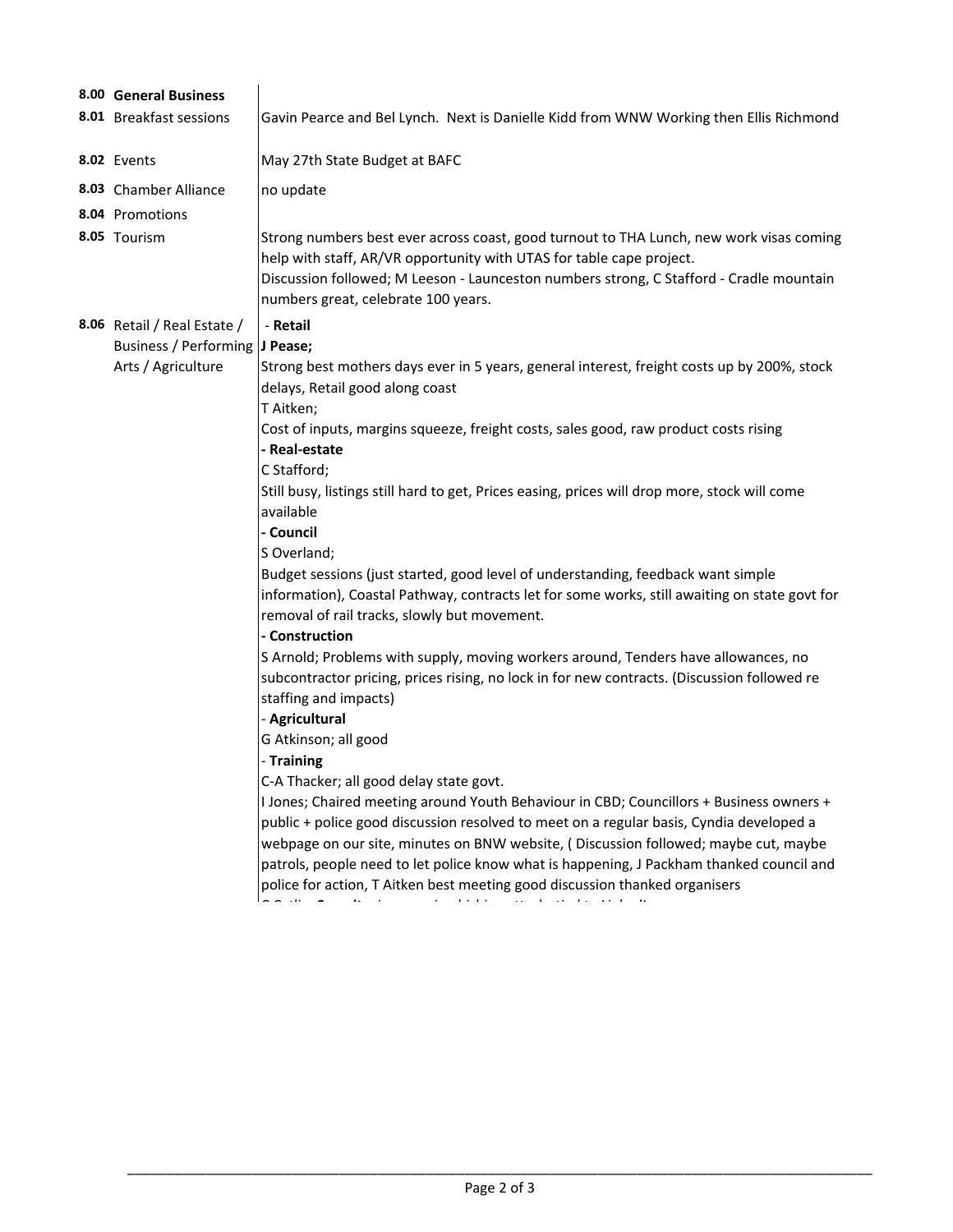| | | |
|---|---|---|
| **8.00** | **General Business** | |
| **8.01** | Breakfast sessions | Gavin Pearce and Bel Lynch. Next is Danielle Kidd from WNW Working then Ellis Richmond |
| **8.02** | Events | May 27th State Budget at BAFC |
| **8.03** | Chamber Alliance | no update |
| **8.04** | Promotions | |
| **8.05** | Tourism | Strong numbers best ever across coast, good turnout to THA Lunch, new work visas coming help with staff, AR/VR opportunity with UTAS for table cape project.<br>Discussion followed; M Leeson - Launceston numbers strong, C Stafford - Cradle mountain numbers great, celebrate 100 years. |
| **8.06** | Retail / Real Estate / Business / Performing Arts / Agriculture | - **Retail**<br>**J Pease;**<br>Strong best mothers days ever in 5 years, general interest, freight costs up by 200%, stock delays, Retail good along coast<br>T Aitken;<br>Cost of inputs, margins squeeze, freight costs, sales good, raw product costs rising<br>**- Real-estate**<br>C Stafford;<br>Still busy, listings still hard to get, Prices easing, prices will drop more, stock will come available<br>**- Council**<br>S Overland;<br>Budget sessions (just started, good level of understanding, feedback want simple information), Coastal Pathway, contracts let for some works, still awaiting on state govt for removal of rail tracks, slowly but movement.<br>**- Construction**<br>S Arnold; Problems with supply, moving workers around, Tenders have allowances, no subcontractor pricing, prices rising, no lock in for new contracts. (Discussion followed re staffing and impacts)<br>- **Agricultural**<br>G Atkinson; all good<br>- **Training**<br>C-A Thacker; all good delay state govt.<br>I Jones; Chaired meeting around Youth Behaviour in CBD; Councillors + Business owners + public + police good discussion resolved to meet on a regular basis, Cyndia developed a webpage on our site, minutes on BNW website, ( Discussion followed; maybe cut, maybe patrols, people need to let police know what is happening, J Packham thanked council and police for action, T Aitken best meeting good discussion thanked organisers |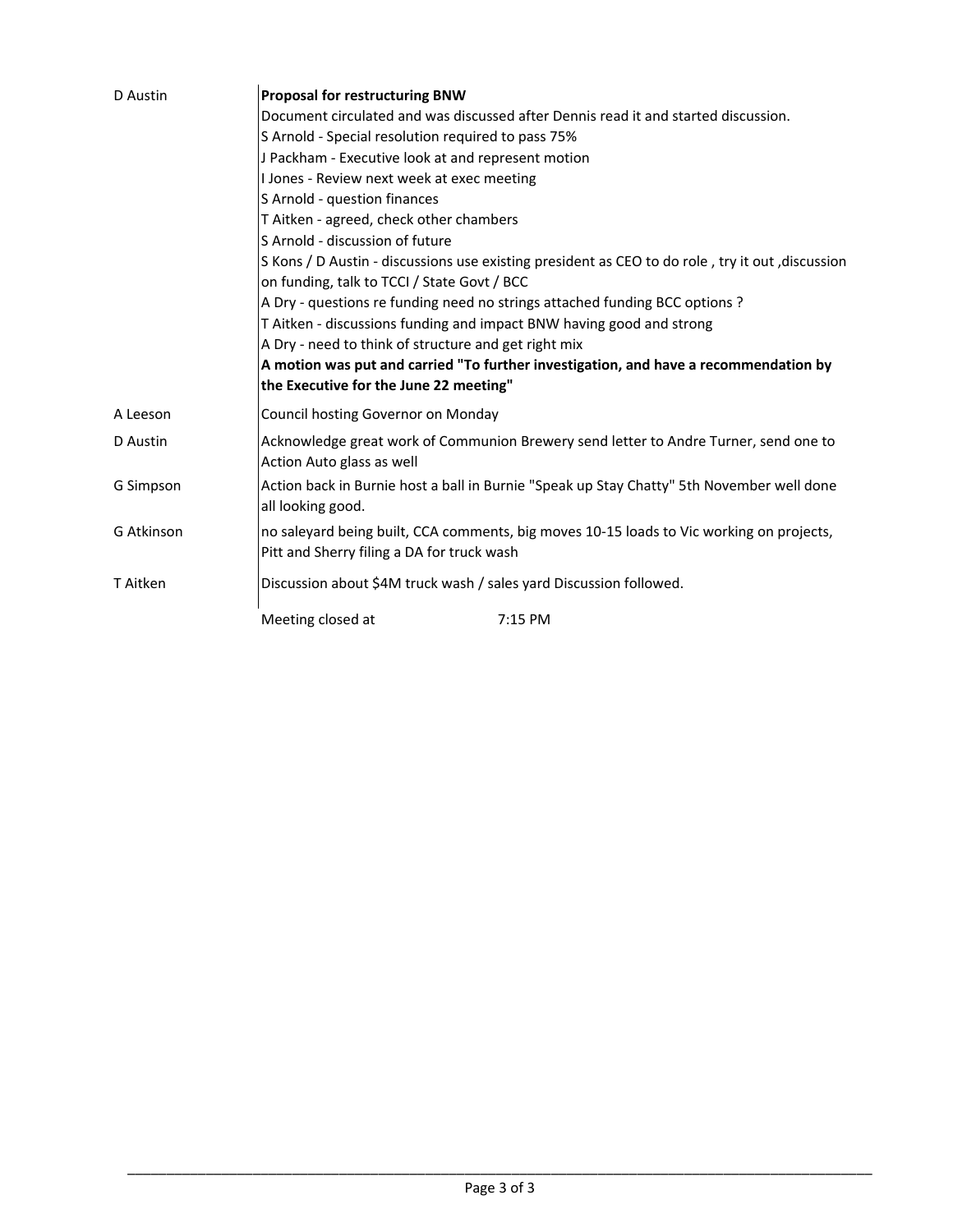| | |
|---|---|
| D Austin | **Proposal for restructuring BNW**<br>Document circulated and was discussed after Dennis read it and started discussion.<br>S Arnold - Special resolution required to pass 75%<br>J Packham - Executive look at and represent motion<br>I Jones - Review next week at exec meeting<br>S Arnold - question finances<br>T Aitken - agreed, check other chambers<br>S Arnold - discussion of future<br>S Kons / D Austin - discussions use existing president as CEO to do role , try it out ,discussion on funding, talk to TCCI / State Govt / BCC<br>A Dry - questions re funding need no strings attached funding BCC options ?<br>T Aitken - discussions funding and impact BNW having good and strong<br>A Dry - need to think of structure and get right mix<br>**A motion was put and carried "To further investigation, and have a recommendation by the Executive for the June 22 meeting"** |
| A Leeson | Council hosting Governor on Monday |
| D Austin | Acknowledge great work of Communion Brewery send letter to Andre Turner, send one to Action Auto glass as well |
| G Simpson | Action back in Burnie host a ball in Burnie "Speak up Stay Chatty" 5th November well done all looking good. |
| G Atkinson | no saleyard being built, CCA comments, big moves 10-15 loads to Vic working on projects, Pitt and Sherry filing a DA for truck wash |
| T Aitken | Discussion about $4M truck wash / sales yard Discussion followed. |
| | Meeting closed at 7:15 PM |